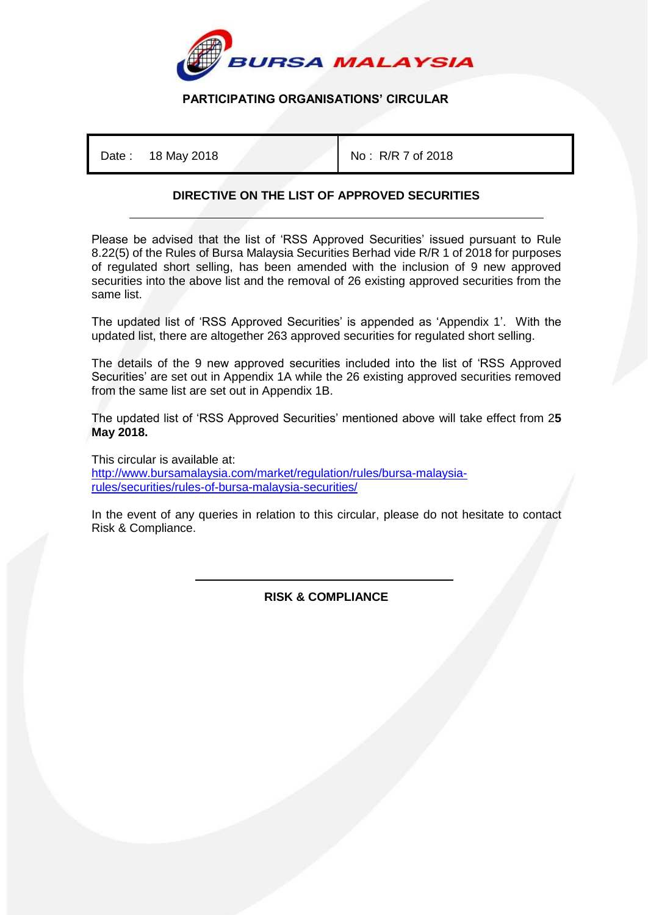**PARTICIPATING ORGANISATIONS' CIRCULAR**

| Date : 18 May 2018 | No : R/R 7 of 2018 |
|---|---|

**DIRECTIVE ON THE LIST OF APPROVED SECURITIES**

---

Please be advised that the list of 'RSS Approved Securities' issued pursuant to Rule 8.22(5) of the Rules of Bursa Malaysia Securities Berhad vide R/R 1 of 2018 for purposes of regulated short selling, has been amended with the inclusion of 9 new approved securities into the above list and the removal of 26 existing approved securities from the same list.

The updated list of 'RSS Approved Securities' is appended as 'Appendix 1'. With the updated list, there are altogether 263 approved securities for regulated short selling.

The details of the 9 new approved securities included into the list of 'RSS Approved Securities' are set out in Appendix 1A while the 26 existing approved securities removed from the same list are set out in Appendix 1B.

The updated list of 'RSS Approved Securities' mentioned above will take effect from 2**5 May 2018.**

This circular is available at:
http://www.bursamalaysia.com/market/regulation/rules/bursa-malaysia-rules/securities/rules-of-bursa-malaysia-securities/

In the event of any queries in relation to this circular, please do not hesitate to contact Risk & Compliance.

---

**RISK & COMPLIANCE**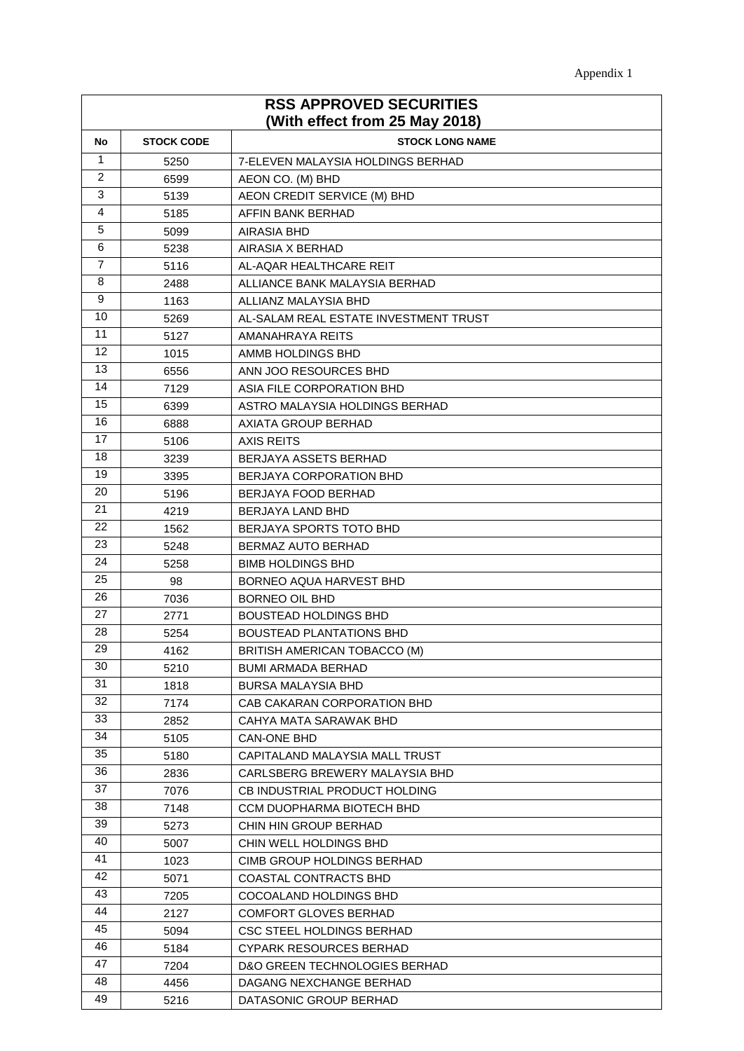Appendix 1

| RSS APPROVED SECURITIES (With effect from 25 May 2018) | | |
|---|---|---|
| **No** | **STOCK CODE** | **STOCK LONG NAME** |
| 1 | 5250 | 7-ELEVEN MALAYSIA HOLDINGS BERHAD |
| 2 | 6599 | AEON CO. (M) BHD |
| 3 | 5139 | AEON CREDIT SERVICE (M) BHD |
| 4 | 5185 | AFFIN BANK BERHAD |
| 5 | 5099 | AIRASIA BHD |
| 6 | 5238 | AIRASIA X BERHAD |
| 7 | 5116 | AL-AQAR HEALTHCARE REIT |
| 8 | 2488 | ALLIANCE BANK MALAYSIA BERHAD |
| 9 | 1163 | ALLIANZ MALAYSIA BHD |
| 10 | 5269 | AL-SALAM REAL ESTATE INVESTMENT TRUST |
| 11 | 5127 | AMANAHRAYA REITS |
| 12 | 1015 | AMMB HOLDINGS BHD |
| 13 | 6556 | ANN JOO RESOURCES BHD |
| 14 | 7129 | ASIA FILE CORPORATION BHD |
| 15 | 6399 | ASTRO MALAYSIA HOLDINGS BERHAD |
| 16 | 6888 | AXIATA GROUP BERHAD |
| 17 | 5106 | AXIS REITS |
| 18 | 3239 | BERJAYA ASSETS BERHAD |
| 19 | 3395 | BERJAYA CORPORATION BHD |
| 20 | 5196 | BERJAYA FOOD BERHAD |
| 21 | 4219 | BERJAYA LAND BHD |
| 22 | 1562 | BERJAYA SPORTS TOTO BHD |
| 23 | 5248 | BERMAZ AUTO BERHAD |
| 24 | 5258 | BIMB HOLDINGS BHD |
| 25 | 98 | BORNEO AQUA HARVEST BHD |
| 26 | 7036 | BORNEO OIL BHD |
| 27 | 2771 | BOUSTEAD HOLDINGS BHD |
| 28 | 5254 | BOUSTEAD PLANTATIONS BHD |
| 29 | 4162 | BRITISH AMERICAN TOBACCO (M) |
| 30 | 5210 | BUMI ARMADA BERHAD |
| 31 | 1818 | BURSA MALAYSIA BHD |
| 32 | 7174 | CAB CAKARAN CORPORATION BHD |
| 33 | 2852 | CAHYA MATA SARAWAK BHD |
| 34 | 5105 | CAN-ONE BHD |
| 35 | 5180 | CAPITALAND MALAYSIA MALL TRUST |
| 36 | 2836 | CARLSBERG BREWERY MALAYSIA BHD |
| 37 | 7076 | CB INDUSTRIAL PRODUCT HOLDING |
| 38 | 7148 | CCM DUOPHARMA BIOTECH BHD |
| 39 | 5273 | CHIN HIN GROUP BERHAD |
| 40 | 5007 | CHIN WELL HOLDINGS BHD |
| 41 | 1023 | CIMB GROUP HOLDINGS BERHAD |
| 42 | 5071 | COASTAL CONTRACTS BHD |
| 43 | 7205 | COCOALAND HOLDINGS BHD |
| 44 | 2127 | COMFORT GLOVES BERHAD |
| 45 | 5094 | CSC STEEL HOLDINGS BERHAD |
| 46 | 5184 | CYPARK RESOURCES BERHAD |
| 47 | 7204 | D&O GREEN TECHNOLOGIES BERHAD |
| 48 | 4456 | DAGANG NEXCHANGE BERHAD |
| 49 | 5216 | DATASONIC GROUP BERHAD |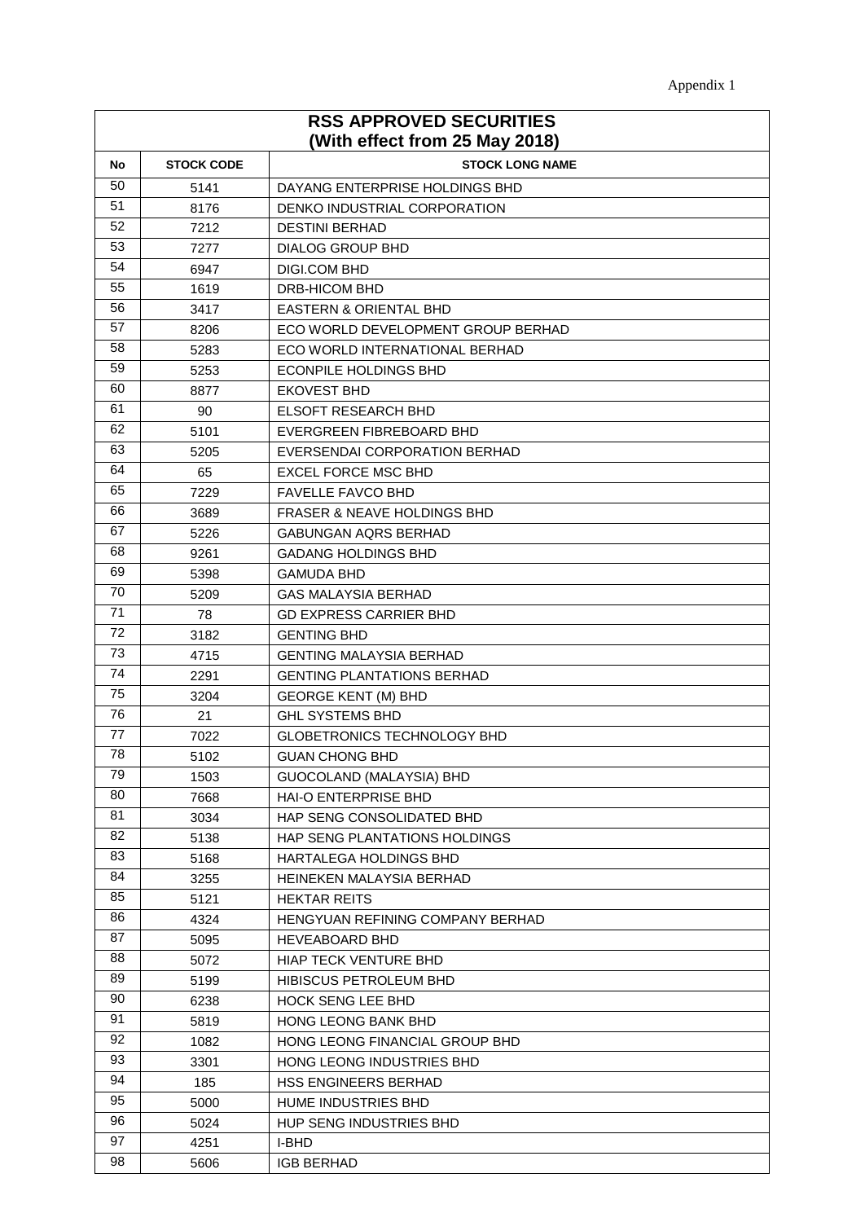Appendix 1

| RSS APPROVED SECURITIES (With effect from 25 May 2018) | | |
|---|---|---|
| **No** | **STOCK CODE** | **STOCK LONG NAME** |
| 50 | 5141 | DAYANG ENTERPRISE HOLDINGS BHD |
| 51 | 8176 | DENKO INDUSTRIAL CORPORATION |
| 52 | 7212 | DESTINI BERHAD |
| 53 | 7277 | DIALOG GROUP BHD |
| 54 | 6947 | DIGI.COM BHD |
| 55 | 1619 | DRB-HICOM BHD |
| 56 | 3417 | EASTERN & ORIENTAL BHD |
| 57 | 8206 | ECO WORLD DEVELOPMENT GROUP BERHAD |
| 58 | 5283 | ECO WORLD INTERNATIONAL BERHAD |
| 59 | 5253 | ECONPILE HOLDINGS BHD |
| 60 | 8877 | EKOVEST BHD |
| 61 | 90 | ELSOFT RESEARCH BHD |
| 62 | 5101 | EVERGREEN FIBREBOARD BHD |
| 63 | 5205 | EVERSENDAI CORPORATION BERHAD |
| 64 | 65 | EXCEL FORCE MSC BHD |
| 65 | 7229 | FAVELLE FAVCO BHD |
| 66 | 3689 | FRASER & NEAVE HOLDINGS BHD |
| 67 | 5226 | GABUNGAN AQRS BERHAD |
| 68 | 9261 | GADANG HOLDINGS BHD |
| 69 | 5398 | GAMUDA BHD |
| 70 | 5209 | GAS MALAYSIA BERHAD |
| 71 | 78 | GD EXPRESS CARRIER BHD |
| 72 | 3182 | GENTING BHD |
| 73 | 4715 | GENTING MALAYSIA BERHAD |
| 74 | 2291 | GENTING PLANTATIONS BERHAD |
| 75 | 3204 | GEORGE KENT (M) BHD |
| 76 | 21 | GHL SYSTEMS BHD |
| 77 | 7022 | GLOBETRONICS TECHNOLOGY BHD |
| 78 | 5102 | GUAN CHONG BHD |
| 79 | 1503 | GUOCOLAND (MALAYSIA) BHD |
| 80 | 7668 | HAI-O ENTERPRISE BHD |
| 81 | 3034 | HAP SENG CONSOLIDATED BHD |
| 82 | 5138 | HAP SENG PLANTATIONS HOLDINGS |
| 83 | 5168 | HARTALEGA HOLDINGS BHD |
| 84 | 3255 | HEINEKEN MALAYSIA BERHAD |
| 85 | 5121 | HEKTAR REITS |
| 86 | 4324 | HENGYUAN REFINING COMPANY BERHAD |
| 87 | 5095 | HEVEABOARD BHD |
| 88 | 5072 | HIAP TECK VENTURE BHD |
| 89 | 5199 | HIBISCUS PETROLEUM BHD |
| 90 | 6238 | HOCK SENG LEE BHD |
| 91 | 5819 | HONG LEONG BANK BHD |
| 92 | 1082 | HONG LEONG FINANCIAL GROUP BHD |
| 93 | 3301 | HONG LEONG INDUSTRIES BHD |
| 94 | 185 | HSS ENGINEERS BERHAD |
| 95 | 5000 | HUME INDUSTRIES BHD |
| 96 | 5024 | HUP SENG INDUSTRIES BHD |
| 97 | 4251 | I-BHD |
| 98 | 5606 | IGB BERHAD |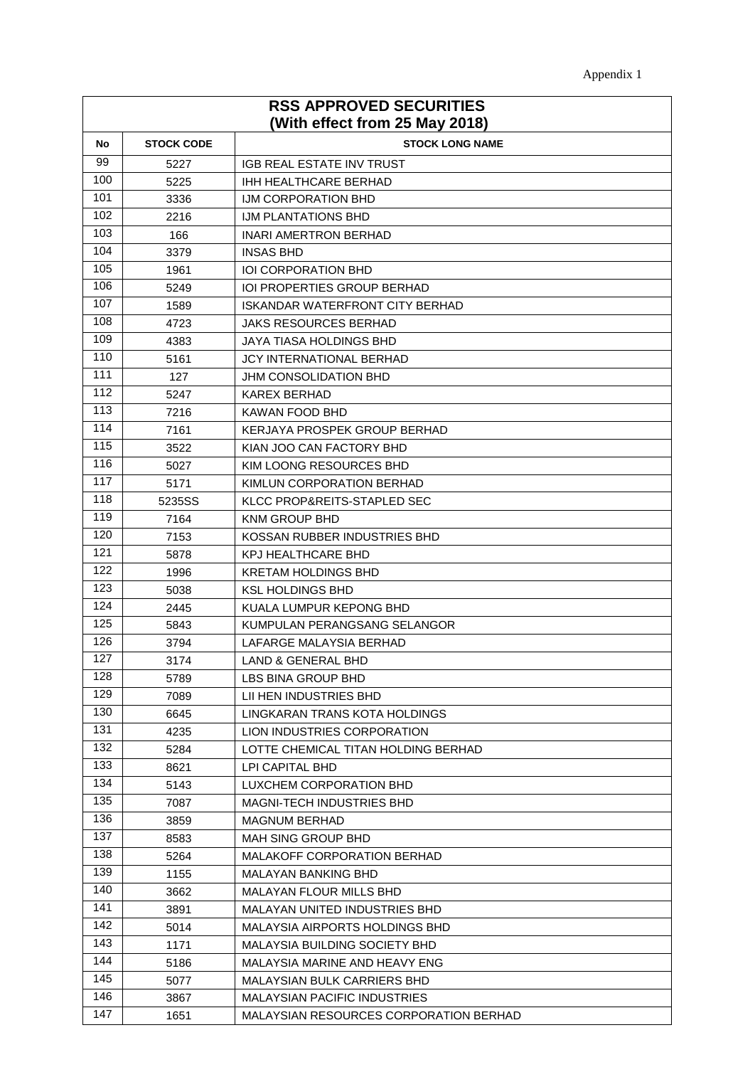Appendix 1

| RSS APPROVED SECURITIES (With effect from 25 May 2018) | | |
|---|---|---|
| **No** | **STOCK CODE** | **STOCK LONG NAME** |
| 99 | 5227 | IGB REAL ESTATE INV TRUST |
| 100 | 5225 | IHH HEALTHCARE BERHAD |
| 101 | 3336 | IJM CORPORATION BHD |
| 102 | 2216 | IJM PLANTATIONS BHD |
| 103 | 166 | INARI AMERTRON BERHAD |
| 104 | 3379 | INSAS BHD |
| 105 | 1961 | IOI CORPORATION BHD |
| 106 | 5249 | IOI PROPERTIES GROUP BERHAD |
| 107 | 1589 | ISKANDAR WATERFRONT CITY BERHAD |
| 108 | 4723 | JAKS RESOURCES BERHAD |
| 109 | 4383 | JAYA TIASA HOLDINGS BHD |
| 110 | 5161 | JCY INTERNATIONAL BERHAD |
| 111 | 127 | JHM CONSOLIDATION BHD |
| 112 | 5247 | KAREX BERHAD |
| 113 | 7216 | KAWAN FOOD BHD |
| 114 | 7161 | KERJAYA PROSPEK GROUP BERHAD |
| 115 | 3522 | KIAN JOO CAN FACTORY BHD |
| 116 | 5027 | KIM LOONG RESOURCES BHD |
| 117 | 5171 | KIMLUN CORPORATION BERHAD |
| 118 | 5235SS | KLCC PROP&REITS-STAPLED SEC |
| 119 | 7164 | KNM GROUP BHD |
| 120 | 7153 | KOSSAN RUBBER INDUSTRIES BHD |
| 121 | 5878 | KPJ HEALTHCARE BHD |
| 122 | 1996 | KRETAM HOLDINGS BHD |
| 123 | 5038 | KSL HOLDINGS BHD |
| 124 | 2445 | KUALA LUMPUR KEPONG BHD |
| 125 | 5843 | KUMPULAN PERANGSANG SELANGOR |
| 126 | 3794 | LAFARGE MALAYSIA BERHAD |
| 127 | 3174 | LAND & GENERAL BHD |
| 128 | 5789 | LBS BINA GROUP BHD |
| 129 | 7089 | LII HEN INDUSTRIES BHD |
| 130 | 6645 | LINGKARAN TRANS KOTA HOLDINGS |
| 131 | 4235 | LION INDUSTRIES CORPORATION |
| 132 | 5284 | LOTTE CHEMICAL TITAN HOLDING BERHAD |
| 133 | 8621 | LPI CAPITAL BHD |
| 134 | 5143 | LUXCHEM CORPORATION BHD |
| 135 | 7087 | MAGNI-TECH INDUSTRIES BHD |
| 136 | 3859 | MAGNUM BERHAD |
| 137 | 8583 | MAH SING GROUP BHD |
| 138 | 5264 | MALAKOFF CORPORATION BERHAD |
| 139 | 1155 | MALAYAN BANKING BHD |
| 140 | 3662 | MALAYAN FLOUR MILLS BHD |
| 141 | 3891 | MALAYAN UNITED INDUSTRIES BHD |
| 142 | 5014 | MALAYSIA AIRPORTS HOLDINGS BHD |
| 143 | 1171 | MALAYSIA BUILDING SOCIETY BHD |
| 144 | 5186 | MALAYSIA MARINE AND HEAVY ENG |
| 145 | 5077 | MALAYSIAN BULK CARRIERS BHD |
| 146 | 3867 | MALAYSIAN PACIFIC INDUSTRIES |
| 147 | 1651 | MALAYSIAN RESOURCES CORPORATION BERHAD |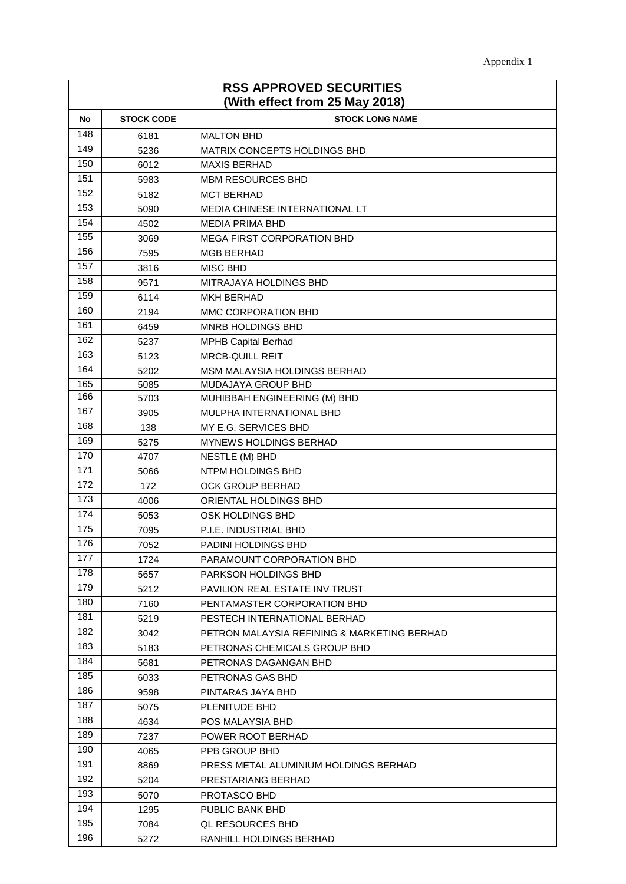Appendix 1

| RSS APPROVED SECURITIES (With effect from 25 May 2018) | | |
|---|---|---|
| **No** | **STOCK CODE** | **STOCK LONG NAME** |
| 148 | 6181 | MALTON BHD |
| 149 | 5236 | MATRIX CONCEPTS HOLDINGS BHD |
| 150 | 6012 | MAXIS BERHAD |
| 151 | 5983 | MBM RESOURCES BHD |
| 152 | 5182 | MCT BERHAD |
| 153 | 5090 | MEDIA CHINESE INTERNATIONAL LT |
| 154 | 4502 | MEDIA PRIMA BHD |
| 155 | 3069 | MEGA FIRST CORPORATION BHD |
| 156 | 7595 | MGB BERHAD |
| 157 | 3816 | MISC BHD |
| 158 | 9571 | MITRAJAYA HOLDINGS BHD |
| 159 | 6114 | MKH BERHAD |
| 160 | 2194 | MMC CORPORATION BHD |
| 161 | 6459 | MNRB HOLDINGS BHD |
| 162 | 5237 | MPHB Capital Berhad |
| 163 | 5123 | MRCB-QUILL REIT |
| 164 | 5202 | MSM MALAYSIA HOLDINGS BERHAD |
| 165 | 5085 | MUDAJAYA GROUP BHD |
| 166 | 5703 | MUHIBBAH ENGINEERING (M) BHD |
| 167 | 3905 | MULPHA INTERNATIONAL BHD |
| 168 | 138 | MY E.G. SERVICES BHD |
| 169 | 5275 | MYNEWS HOLDINGS BERHAD |
| 170 | 4707 | NESTLE (M) BHD |
| 171 | 5066 | NTPM HOLDINGS BHD |
| 172 | 172 | OCK GROUP BERHAD |
| 173 | 4006 | ORIENTAL HOLDINGS BHD |
| 174 | 5053 | OSK HOLDINGS BHD |
| 175 | 7095 | P.I.E. INDUSTRIAL BHD |
| 176 | 7052 | PADINI HOLDINGS BHD |
| 177 | 1724 | PARAMOUNT CORPORATION BHD |
| 178 | 5657 | PARKSON HOLDINGS BHD |
| 179 | 5212 | PAVILION REAL ESTATE INV TRUST |
| 180 | 7160 | PENTAMASTER CORPORATION BHD |
| 181 | 5219 | PESTECH INTERNATIONAL BERHAD |
| 182 | 3042 | PETRON MALAYSIA REFINING & MARKETING BERHAD |
| 183 | 5183 | PETRONAS CHEMICALS GROUP BHD |
| 184 | 5681 | PETRONAS DAGANGAN BHD |
| 185 | 6033 | PETRONAS GAS BHD |
| 186 | 9598 | PINTARAS JAYA BHD |
| 187 | 5075 | PLENITUDE BHD |
| 188 | 4634 | POS MALAYSIA BHD |
| 189 | 7237 | POWER ROOT BERHAD |
| 190 | 4065 | PPB GROUP BHD |
| 191 | 8869 | PRESS METAL ALUMINIUM HOLDINGS BERHAD |
| 192 | 5204 | PRESTARIANG BERHAD |
| 193 | 5070 | PROTASCO BHD |
| 194 | 1295 | PUBLIC BANK BHD |
| 195 | 7084 | QL RESOURCES BHD |
| 196 | 5272 | RANHILL HOLDINGS BERHAD |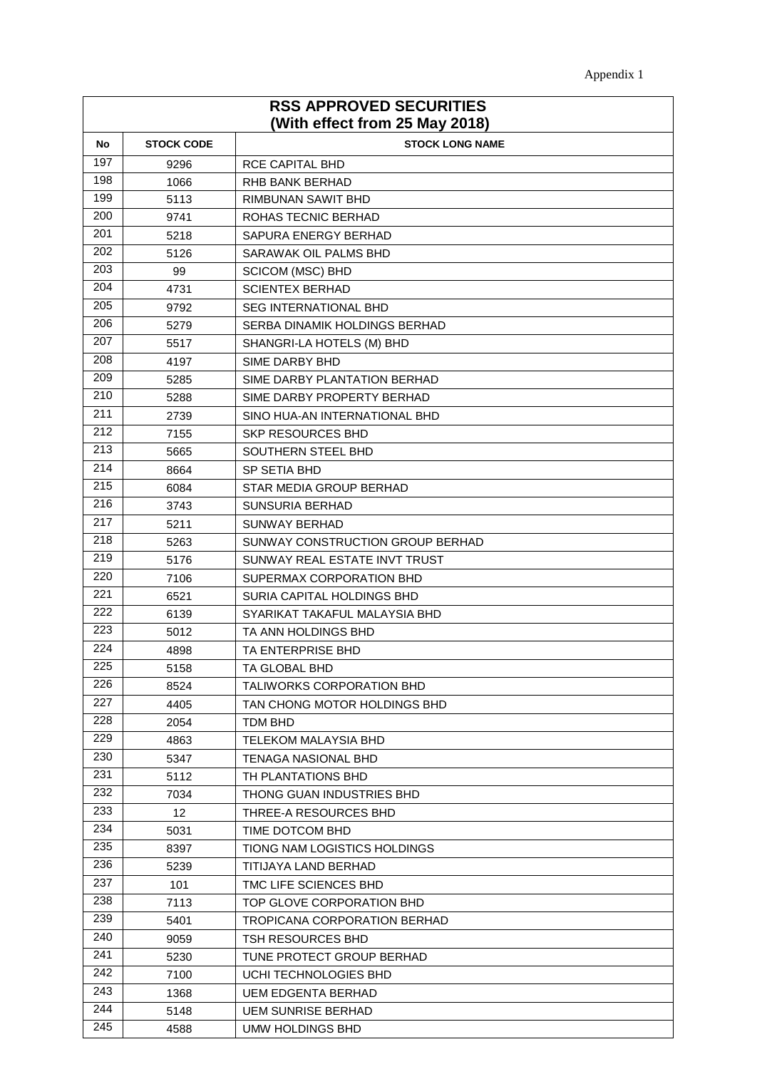Appendix 1

| RSS APPROVED SECURITIES (With effect from 25 May 2018) | | |
|---|---|---|
| **No** | **STOCK CODE** | **STOCK LONG NAME** |
| 197 | 9296 | RCE CAPITAL BHD |
| 198 | 1066 | RHB BANK BERHAD |
| 199 | 5113 | RIMBUNAN SAWIT BHD |
| 200 | 9741 | ROHAS TECNIC BERHAD |
| 201 | 5218 | SAPURA ENERGY BERHAD |
| 202 | 5126 | SARAWAK OIL PALMS BHD |
| 203 | 99 | SCICOM (MSC) BHD |
| 204 | 4731 | SCIENTEX BERHAD |
| 205 | 9792 | SEG INTERNATIONAL BHD |
| 206 | 5279 | SERBA DINAMIK HOLDINGS BERHAD |
| 207 | 5517 | SHANGRI-LA HOTELS (M) BHD |
| 208 | 4197 | SIME DARBY BHD |
| 209 | 5285 | SIME DARBY PLANTATION BERHAD |
| 210 | 5288 | SIME DARBY PROPERTY BERHAD |
| 211 | 2739 | SINO HUA-AN INTERNATIONAL BHD |
| 212 | 7155 | SKP RESOURCES BHD |
| 213 | 5665 | SOUTHERN STEEL BHD |
| 214 | 8664 | SP SETIA BHD |
| 215 | 6084 | STAR MEDIA GROUP BERHAD |
| 216 | 3743 | SUNSURIA BERHAD |
| 217 | 5211 | SUNWAY BERHAD |
| 218 | 5263 | SUNWAY CONSTRUCTION GROUP BERHAD |
| 219 | 5176 | SUNWAY REAL ESTATE INVT TRUST |
| 220 | 7106 | SUPERMAX CORPORATION BHD |
| 221 | 6521 | SURIA CAPITAL HOLDINGS BHD |
| 222 | 6139 | SYARIKAT TAKAFUL MALAYSIA BHD |
| 223 | 5012 | TA ANN HOLDINGS BHD |
| 224 | 4898 | TA ENTERPRISE BHD |
| 225 | 5158 | TA GLOBAL BHD |
| 226 | 8524 | TALIWORKS CORPORATION BHD |
| 227 | 4405 | TAN CHONG MOTOR HOLDINGS BHD |
| 228 | 2054 | TDM BHD |
| 229 | 4863 | TELEKOM MALAYSIA BHD |
| 230 | 5347 | TENAGA NASIONAL BHD |
| 231 | 5112 | TH PLANTATIONS BHD |
| 232 | 7034 | THONG GUAN INDUSTRIES BHD |
| 233 | 12 | THREE-A RESOURCES BHD |
| 234 | 5031 | TIME DOTCOM BHD |
| 235 | 8397 | TIONG NAM LOGISTICS HOLDINGS |
| 236 | 5239 | TITIJAYA LAND BERHAD |
| 237 | 101 | TMC LIFE SCIENCES BHD |
| 238 | 7113 | TOP GLOVE CORPORATION BHD |
| 239 | 5401 | TROPICANA CORPORATION BERHAD |
| 240 | 9059 | TSH RESOURCES BHD |
| 241 | 5230 | TUNE PROTECT GROUP BERHAD |
| 242 | 7100 | UCHI TECHNOLOGIES BHD |
| 243 | 1368 | UEM EDGENTA BERHAD |
| 244 | 5148 | UEM SUNRISE BERHAD |
| 245 | 4588 | UMW HOLDINGS BHD |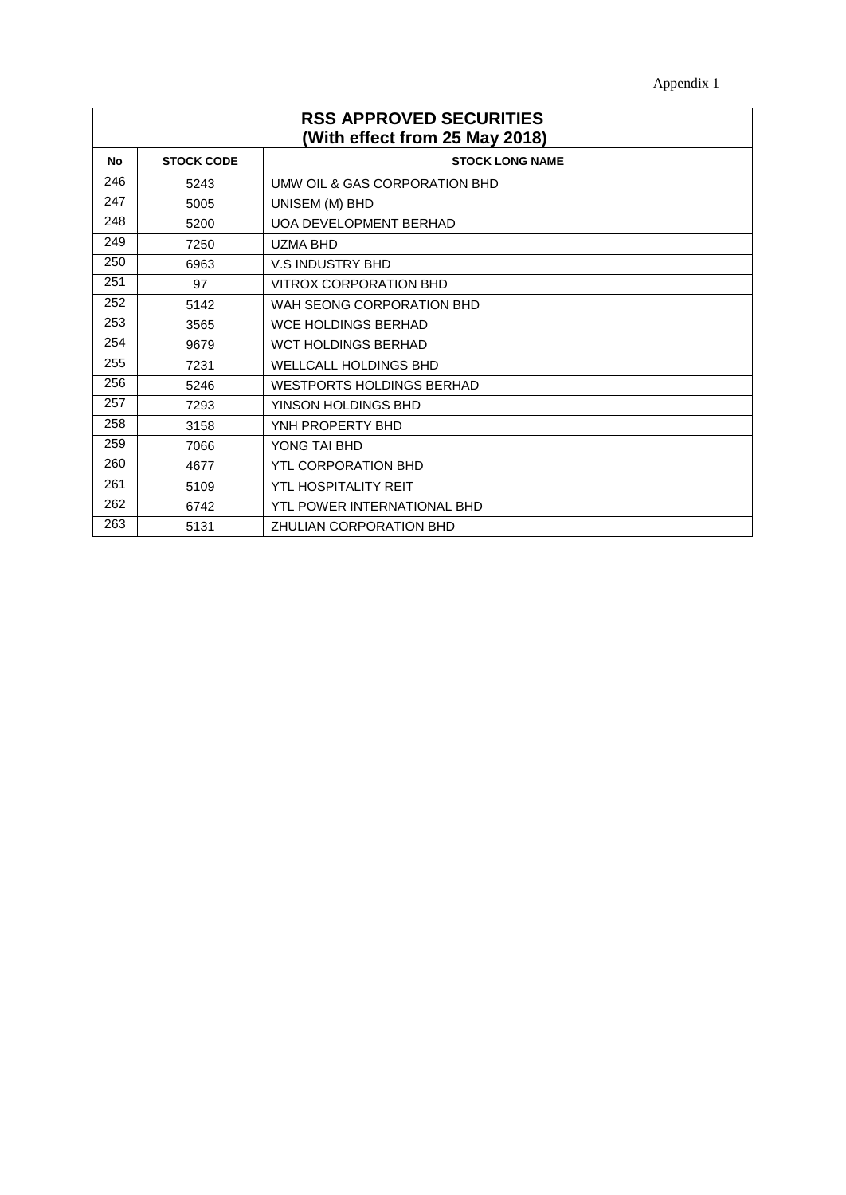Appendix 1

| RSS APPROVED SECURITIES (With effect from 25 May 2018) | | |
|---|---|---|
| **No** | **STOCK CODE** | **STOCK LONG NAME** |
| 246 | 5243 | UMW OIL & GAS CORPORATION BHD |
| 247 | 5005 | UNISEM (M) BHD |
| 248 | 5200 | UOA DEVELOPMENT BERHAD |
| 249 | 7250 | UZMA BHD |
| 250 | 6963 | V.S INDUSTRY BHD |
| 251 | 97 | VITROX CORPORATION BHD |
| 252 | 5142 | WAH SEONG CORPORATION BHD |
| 253 | 3565 | WCE HOLDINGS BERHAD |
| 254 | 9679 | WCT HOLDINGS BERHAD |
| 255 | 7231 | WELLCALL HOLDINGS BHD |
| 256 | 5246 | WESTPORTS HOLDINGS BERHAD |
| 257 | 7293 | YINSON HOLDINGS BHD |
| 258 | 3158 | YNH PROPERTY BHD |
| 259 | 7066 | YONG TAI BHD |
| 260 | 4677 | YTL CORPORATION BHD |
| 261 | 5109 | YTL HOSPITALITY REIT |
| 262 | 6742 | YTL POWER INTERNATIONAL BHD |
| 263 | 5131 | ZHULIAN CORPORATION BHD |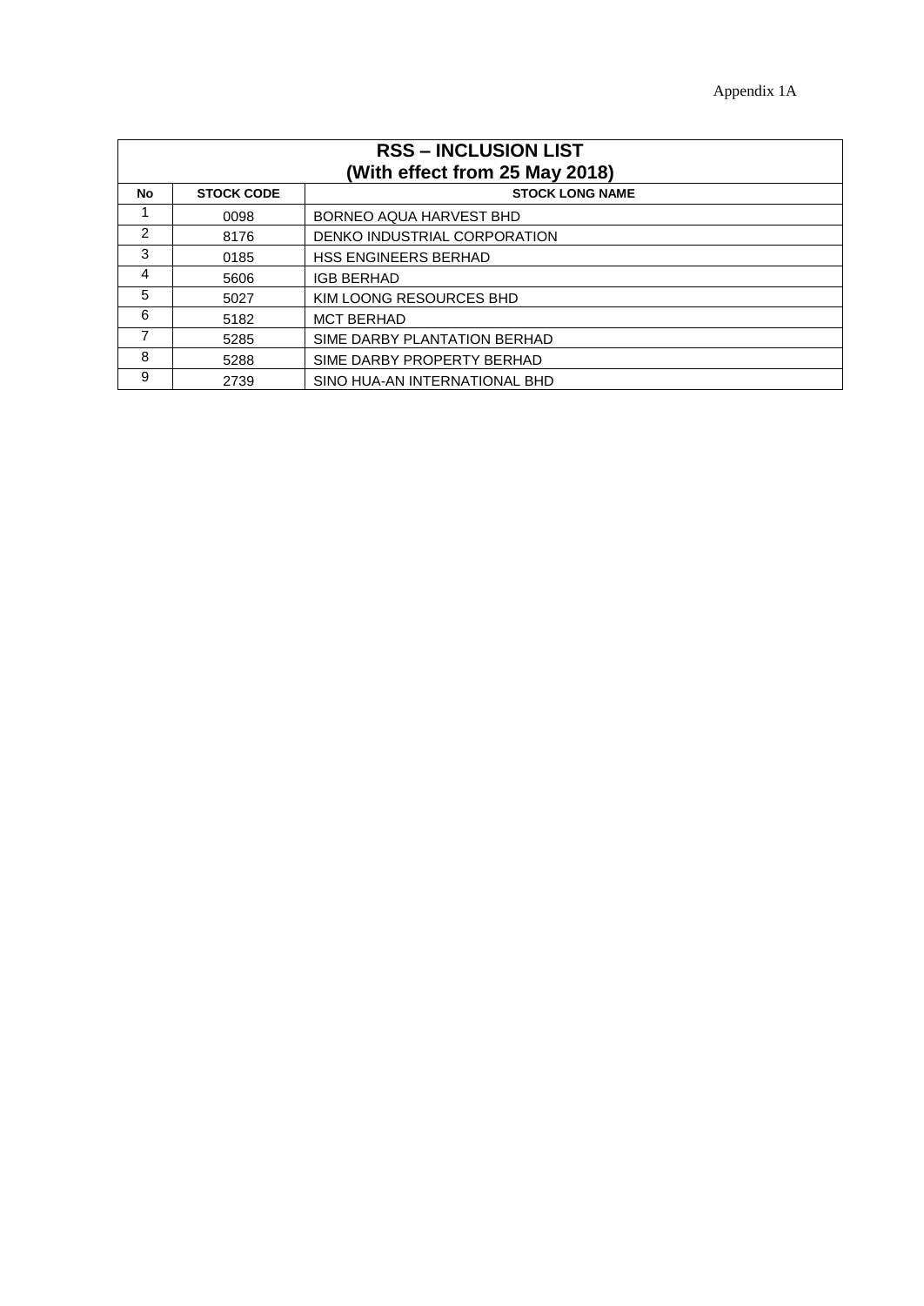Appendix 1A

| RSS – INCLUSION LIST (With effect from 25 May 2018) | | |
|---|---|---|
| **No** | **STOCK CODE** | **STOCK LONG NAME** |
| 1 | 0098 | BORNEO AQUA HARVEST BHD |
| 2 | 8176 | DENKO INDUSTRIAL CORPORATION |
| 3 | 0185 | HSS ENGINEERS BERHAD |
| 4 | 5606 | IGB BERHAD |
| 5 | 5027 | KIM LOONG RESOURCES BHD |
| 6 | 5182 | MCT BERHAD |
| 7 | 5285 | SIME DARBY PLANTATION BERHAD |
| 8 | 5288 | SIME DARBY PROPERTY BERHAD |
| 9 | 2739 | SINO HUA-AN INTERNATIONAL BHD |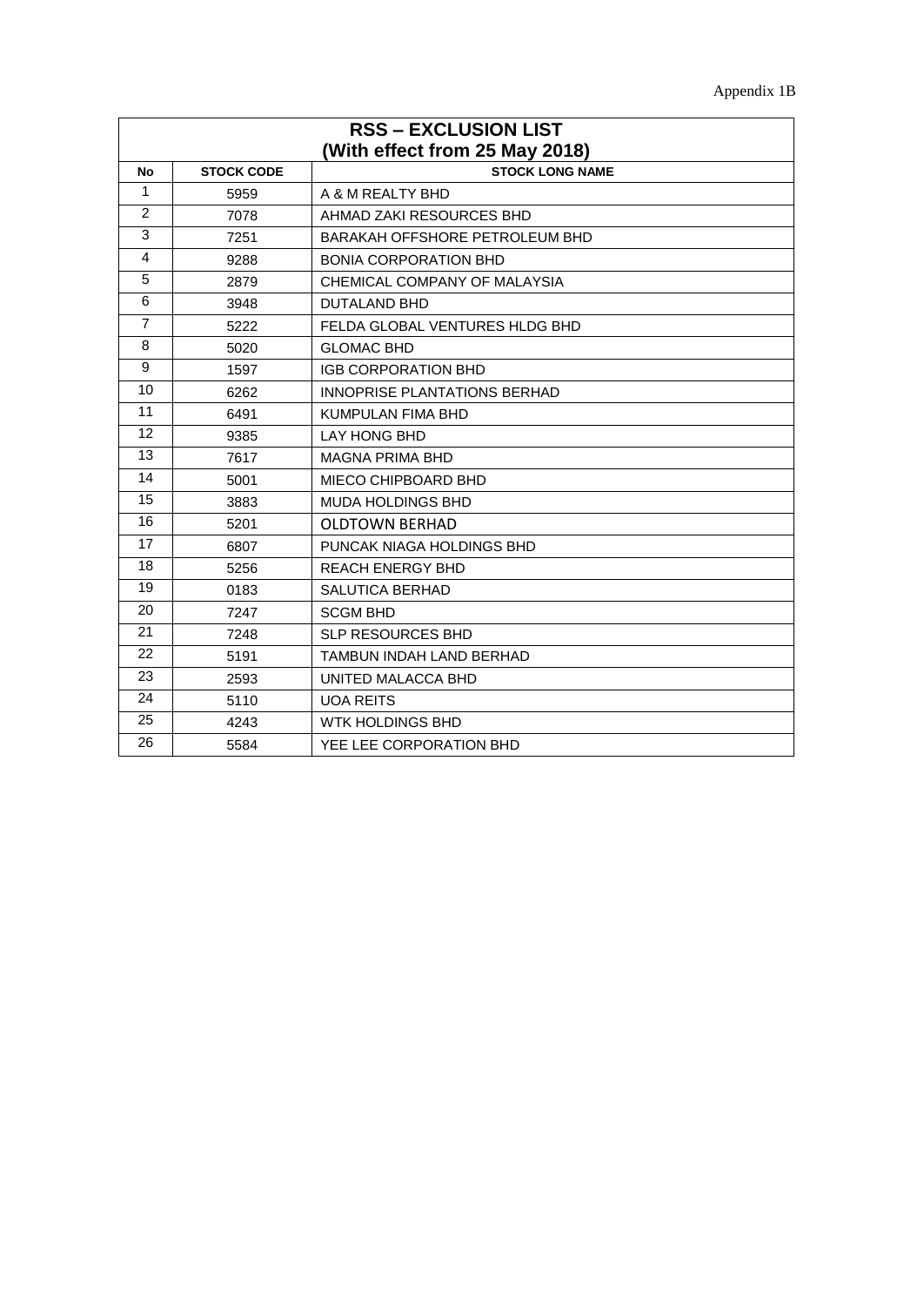Appendix 1B

| RSS – EXCLUSION LIST (With effect from 25 May 2018) | | |
|---|---|---|
| **No** | **STOCK CODE** | **STOCK LONG NAME** |
| 1 | 5959 | A & M REALTY BHD |
| 2 | 7078 | AHMAD ZAKI RESOURCES BHD |
| 3 | 7251 | BARAKAH OFFSHORE PETROLEUM BHD |
| 4 | 9288 | BONIA CORPORATION BHD |
| 5 | 2879 | CHEMICAL COMPANY OF MALAYSIA |
| 6 | 3948 | DUTALAND BHD |
| 7 | 5222 | FELDA GLOBAL VENTURES HLDG BHD |
| 8 | 5020 | GLOMAC BHD |
| 9 | 1597 | IGB CORPORATION BHD |
| 10 | 6262 | INNOPRISE PLANTATIONS BERHAD |
| 11 | 6491 | KUMPULAN FIMA BHD |
| 12 | 9385 | LAY HONG BHD |
| 13 | 7617 | MAGNA PRIMA BHD |
| 14 | 5001 | MIECO CHIPBOARD BHD |
| 15 | 3883 | MUDA HOLDINGS BHD |
| 16 | 5201 | OLDTOWN BERHAD |
| 17 | 6807 | PUNCAK NIAGA HOLDINGS BHD |
| 18 | 5256 | REACH ENERGY BHD |
| 19 | 0183 | SALUTICA BERHAD |
| 20 | 7247 | SCGM BHD |
| 21 | 7248 | SLP RESOURCES BHD |
| 22 | 5191 | TAMBUN INDAH LAND BERHAD |
| 23 | 2593 | UNITED MALACCA BHD |
| 24 | 5110 | UOA REITS |
| 25 | 4243 | WTK HOLDINGS BHD |
| 26 | 5584 | YEE LEE CORPORATION BHD |